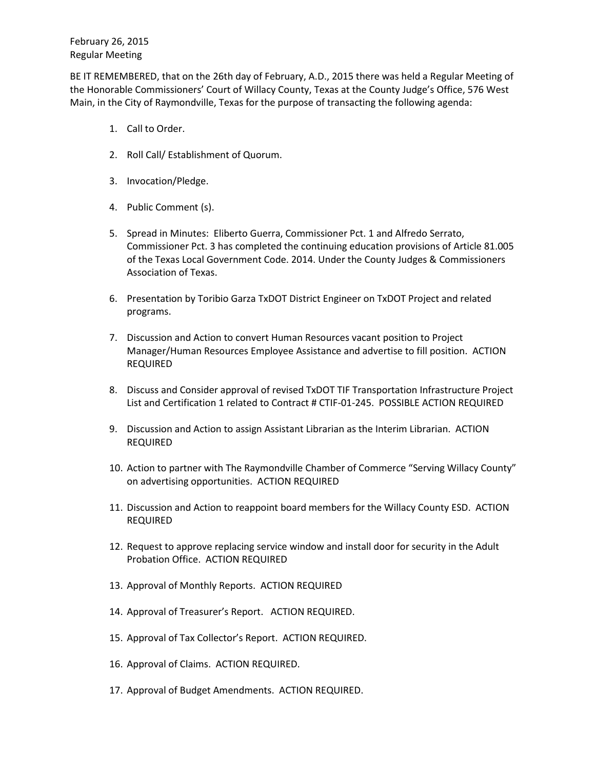February 26, 2015
Regular Meeting

BE IT REMEMBERED, that on the 26th day of February, A.D., 2015 there was held a Regular Meeting of the Honorable Commissioners' Court of Willacy County, Texas at the County Judge's Office, 576 West Main, in the City of Raymondville, Texas for the purpose of transacting the following agenda:

1. Call to Order.
2. Roll Call/ Establishment of Quorum.
3. Invocation/Pledge.
4. Public Comment (s).
5. Spread in Minutes: Eliberto Guerra, Commissioner Pct. 1 and Alfredo Serrato, Commissioner Pct. 3 has completed the continuing education provisions of Article 81.005 of the Texas Local Government Code. 2014. Under the County Judges & Commissioners Association of Texas.
6. Presentation by Toribio Garza TxDOT District Engineer on TxDOT Project and related programs.
7. Discussion and Action to convert Human Resources vacant position to Project Manager/Human Resources Employee Assistance and advertise to fill position. ACTION REQUIRED
8. Discuss and Consider approval of revised TxDOT TIF Transportation Infrastructure Project List and Certification 1 related to Contract # CTIF-01-245. POSSIBLE ACTION REQUIRED
9. Discussion and Action to assign Assistant Librarian as the Interim Librarian. ACTION REQUIRED
10. Action to partner with The Raymondville Chamber of Commerce "Serving Willacy County" on advertising opportunities. ACTION REQUIRED
11. Discussion and Action to reappoint board members for the Willacy County ESD. ACTION REQUIRED
12. Request to approve replacing service window and install door for security in the Adult Probation Office. ACTION REQUIRED
13. Approval of Monthly Reports. ACTION REQUIRED
14. Approval of Treasurer's Report. ACTION REQUIRED.
15. Approval of Tax Collector's Report. ACTION REQUIRED.
16. Approval of Claims. ACTION REQUIRED.
17. Approval of Budget Amendments. ACTION REQUIRED.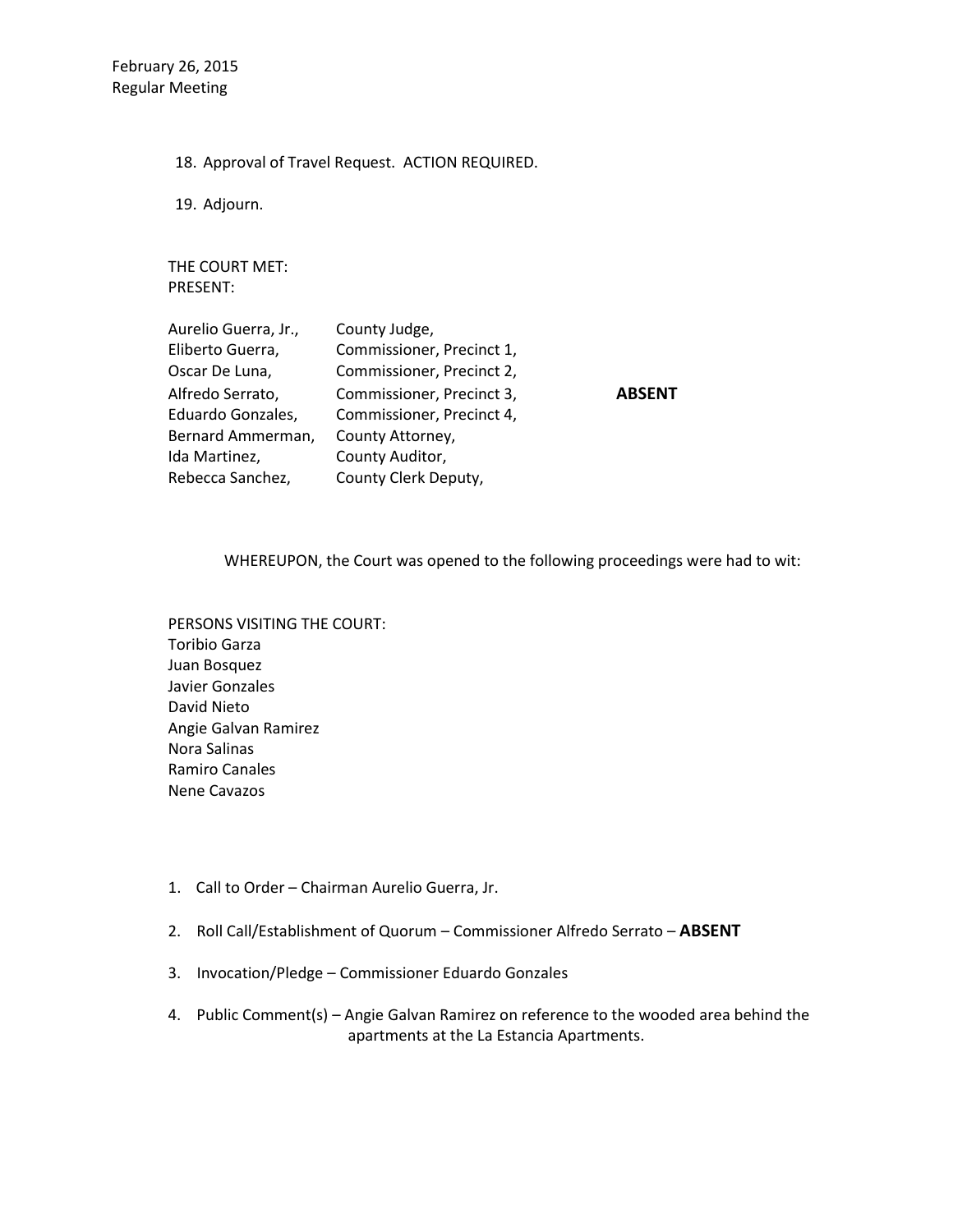February 26, 2015
Regular Meeting

18. Approval of Travel Request. ACTION REQUIRED.

19. Adjourn.

THE COURT MET:
PRESENT:

| | | |
|---|---|---|
| Aurelio Guerra, Jr., | County Judge, | |
| Eliberto Guerra, | Commissioner, Precinct 1, | |
| Oscar De Luna, | Commissioner, Precinct 2, | |
| Alfredo Serrato, | Commissioner, Precinct 3, | **ABSENT** |
| Eduardo Gonzales, | Commissioner, Precinct 4, | |
| Bernard Ammerman, | County Attorney, | |
| Ida Martinez, | County Auditor, | |
| Rebecca Sanchez, | County Clerk Deputy, | |

WHEREUPON, the Court was opened to the following proceedings were had to wit:

PERSONS VISITING THE COURT:
Toribio Garza
Juan Bosquez
Javier Gonzales
David Nieto
Angie Galvan Ramirez
Nora Salinas
Ramiro Canales
Nene Cavazos

1. Call to Order – Chairman Aurelio Guerra, Jr.

2. Roll Call/Establishment of Quorum – Commissioner Alfredo Serrato – **ABSENT**

3. Invocation/Pledge – Commissioner Eduardo Gonzales

4. Public Comment(s) – Angie Galvan Ramirez on reference to the wooded area behind the apartments at the La Estancia Apartments.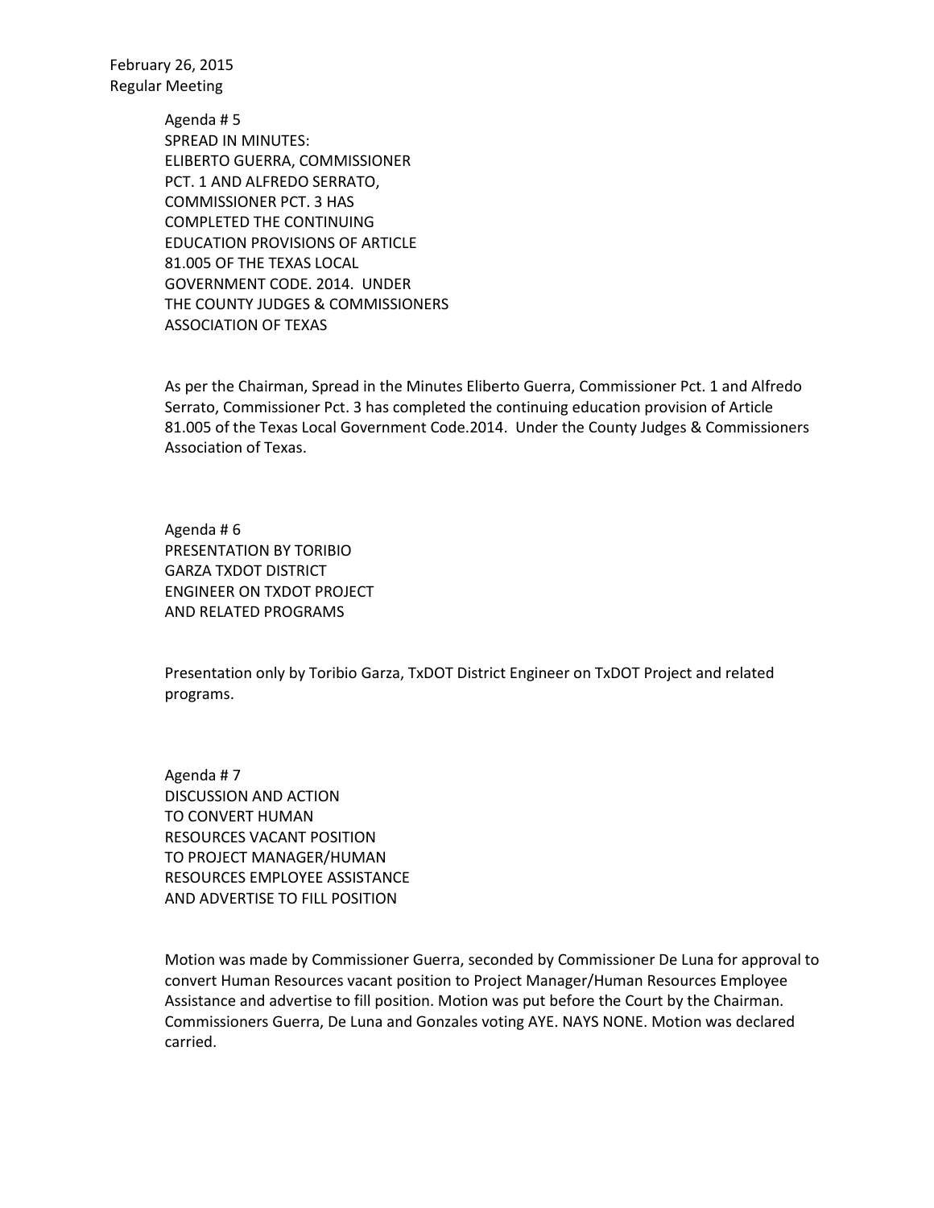February 26, 2015
Regular Meeting

Agenda # 5
SPREAD IN MINUTES:
ELIBERTO GUERRA, COMMISSIONER
PCT. 1 AND ALFREDO SERRATO,
COMMISSIONER PCT. 3 HAS
COMPLETED THE CONTINUING
EDUCATION PROVISIONS OF ARTICLE
81.005 OF THE TEXAS LOCAL
GOVERNMENT CODE. 2014. UNDER
THE COUNTY JUDGES & COMMISSIONERS
ASSOCIATION OF TEXAS

As per the Chairman, Spread in the Minutes Eliberto Guerra, Commissioner Pct. 1 and Alfredo Serrato, Commissioner Pct. 3 has completed the continuing education provision of Article 81.005 of the Texas Local Government Code.2014. Under the County Judges & Commissioners Association of Texas.

Agenda # 6
PRESENTATION BY TORIBIO
GARZA TXDOT DISTRICT
ENGINEER ON TXDOT PROJECT
AND RELATED PROGRAMS

Presentation only by Toribio Garza, TxDOT District Engineer on TxDOT Project and related programs.

Agenda # 7
DISCUSSION AND ACTION
TO CONVERT HUMAN
RESOURCES VACANT POSITION
TO PROJECT MANAGER/HUMAN
RESOURCES EMPLOYEE ASSISTANCE
AND ADVERTISE TO FILL POSITION

Motion was made by Commissioner Guerra, seconded by Commissioner De Luna for approval to convert Human Resources vacant position to Project Manager/Human Resources Employee Assistance and advertise to fill position. Motion was put before the Court by the Chairman. Commissioners Guerra, De Luna and Gonzales voting AYE. NAYS NONE. Motion was declared carried.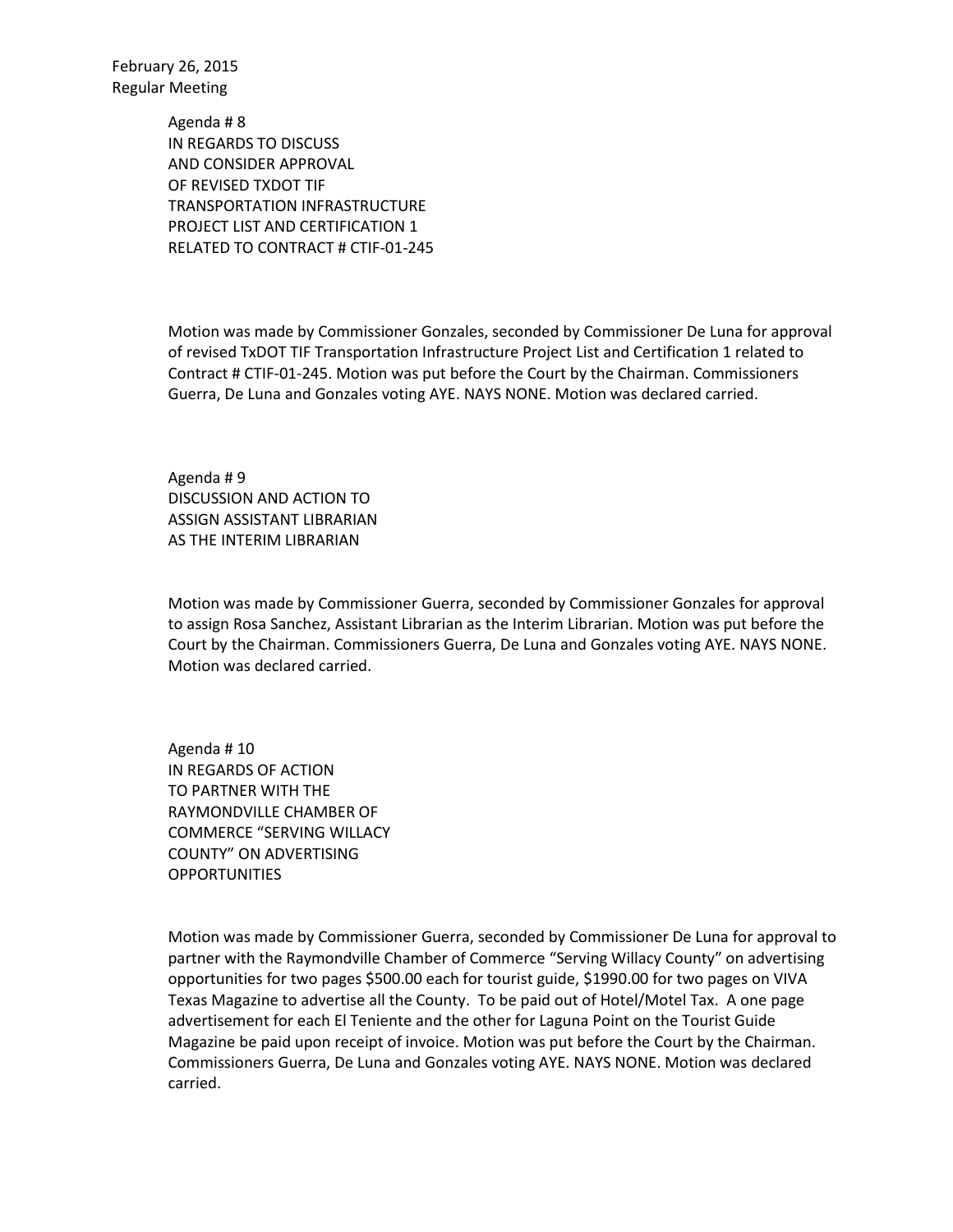February 26, 2015
Regular Meeting

Agenda # 8
IN REGARDS TO DISCUSS
AND CONSIDER APPROVAL
OF REVISED TXDOT TIF
TRANSPORTATION INFRASTRUCTURE
PROJECT LIST AND CERTIFICATION 1
RELATED TO CONTRACT # CTIF-01-245

Motion was made by Commissioner Gonzales, seconded by Commissioner De Luna for approval of revised TxDOT TIF Transportation Infrastructure Project List and Certification 1 related to Contract # CTIF-01-245. Motion was put before the Court by the Chairman. Commissioners Guerra, De Luna and Gonzales voting AYE. NAYS NONE. Motion was declared carried.

Agenda # 9
DISCUSSION AND ACTION TO
ASSIGN ASSISTANT LIBRARIAN
AS THE INTERIM LIBRARIAN

Motion was made by Commissioner Guerra, seconded by Commissioner Gonzales for approval to assign Rosa Sanchez, Assistant Librarian as the Interim Librarian. Motion was put before the Court by the Chairman. Commissioners Guerra, De Luna and Gonzales voting AYE. NAYS NONE. Motion was declared carried.

Agenda # 10
IN REGARDS OF ACTION
TO PARTNER WITH THE
RAYMONDVILLE CHAMBER OF
COMMERCE "SERVING WILLACY
COUNTY" ON ADVERTISING
OPPORTUNITIES

Motion was made by Commissioner Guerra, seconded by Commissioner De Luna for approval to partner with the Raymondville Chamber of Commerce "Serving Willacy County" on advertising opportunities for two pages $500.00 each for tourist guide, $1990.00 for two pages on VIVA Texas Magazine to advertise all the County. To be paid out of Hotel/Motel Tax. A one page advertisement for each El Teniente and the other for Laguna Point on the Tourist Guide Magazine be paid upon receipt of invoice. Motion was put before the Court by the Chairman. Commissioners Guerra, De Luna and Gonzales voting AYE. NAYS NONE. Motion was declared carried.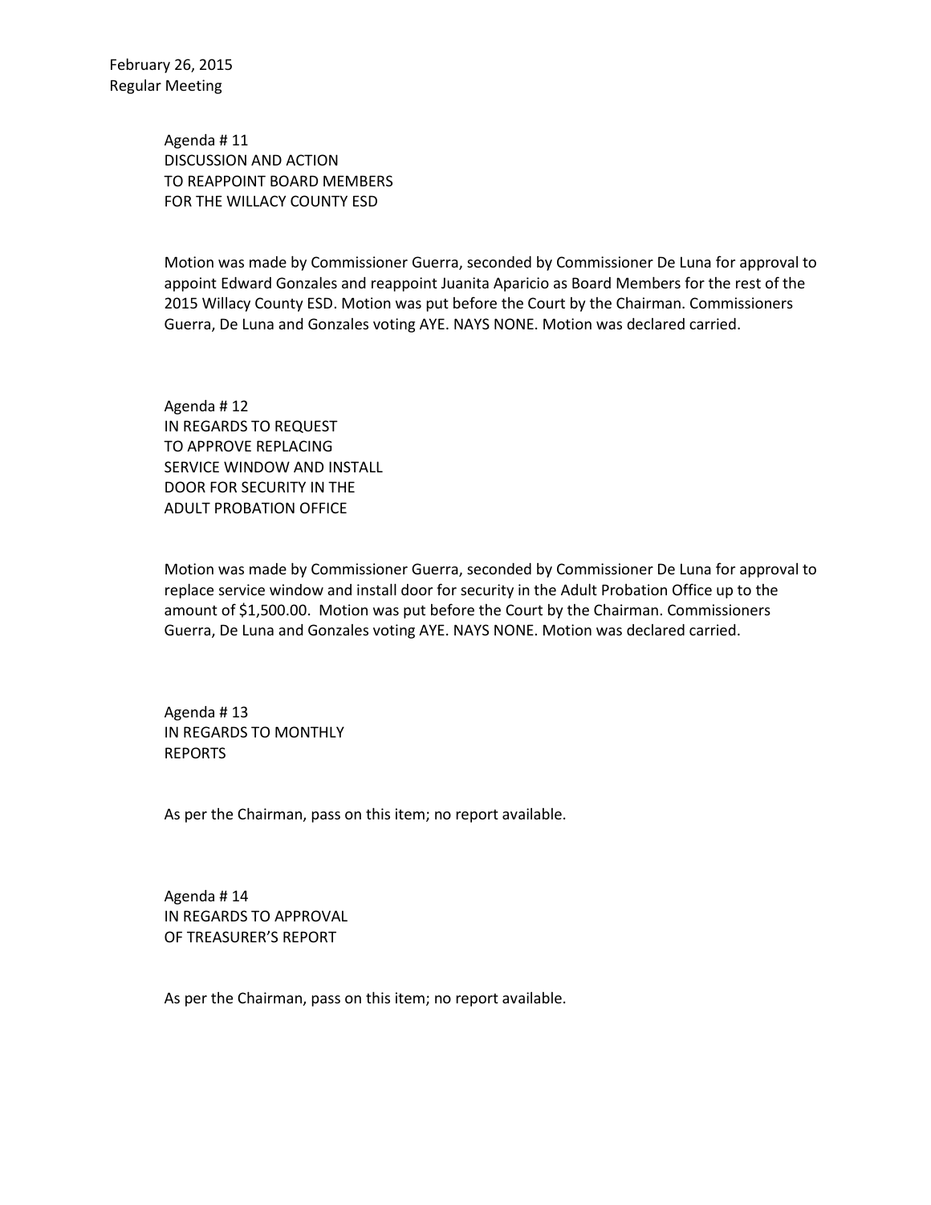February 26, 2015
Regular Meeting

Agenda # 11
DISCUSSION AND ACTION
TO REAPPOINT BOARD MEMBERS
FOR THE WILLACY COUNTY ESD

Motion was made by Commissioner Guerra, seconded by Commissioner De Luna for approval to appoint Edward Gonzales and reappoint Juanita Aparicio as Board Members for the rest of the 2015 Willacy County ESD. Motion was put before the Court by the Chairman. Commissioners Guerra, De Luna and Gonzales voting AYE. NAYS NONE. Motion was declared carried.

Agenda # 12
IN REGARDS TO REQUEST
TO APPROVE REPLACING
SERVICE WINDOW AND INSTALL
DOOR FOR SECURITY IN THE
ADULT PROBATION OFFICE

Motion was made by Commissioner Guerra, seconded by Commissioner De Luna for approval to replace service window and install door for security in the Adult Probation Office up to the amount of $1,500.00. Motion was put before the Court by the Chairman. Commissioners Guerra, De Luna and Gonzales voting AYE. NAYS NONE. Motion was declared carried.

Agenda # 13
IN REGARDS TO MONTHLY
REPORTS

As per the Chairman, pass on this item; no report available.

Agenda # 14
IN REGARDS TO APPROVAL
OF TREASURER'S REPORT

As per the Chairman, pass on this item; no report available.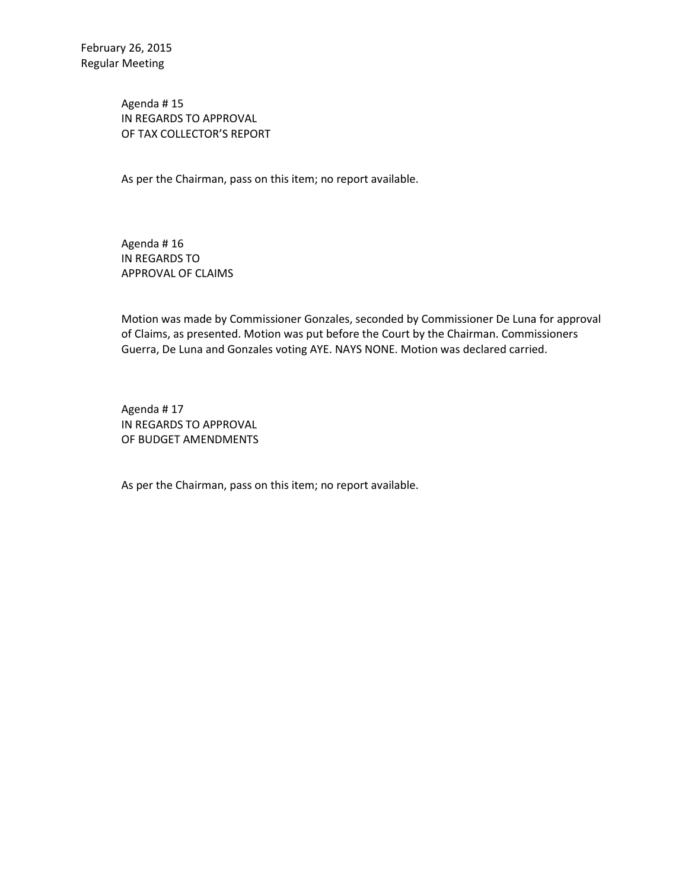February 26, 2015
Regular Meeting

Agenda # 15
IN REGARDS TO APPROVAL
OF TAX COLLECTOR'S REPORT

As per the Chairman, pass on this item; no report available.

Agenda # 16
IN REGARDS TO
APPROVAL OF CLAIMS

Motion was made by Commissioner Gonzales, seconded by Commissioner De Luna for approval of Claims, as presented. Motion was put before the Court by the Chairman. Commissioners Guerra, De Luna and Gonzales voting AYE. NAYS NONE. Motion was declared carried.

Agenda # 17
IN REGARDS TO APPROVAL
OF BUDGET AMENDMENTS

As per the Chairman, pass on this item; no report available.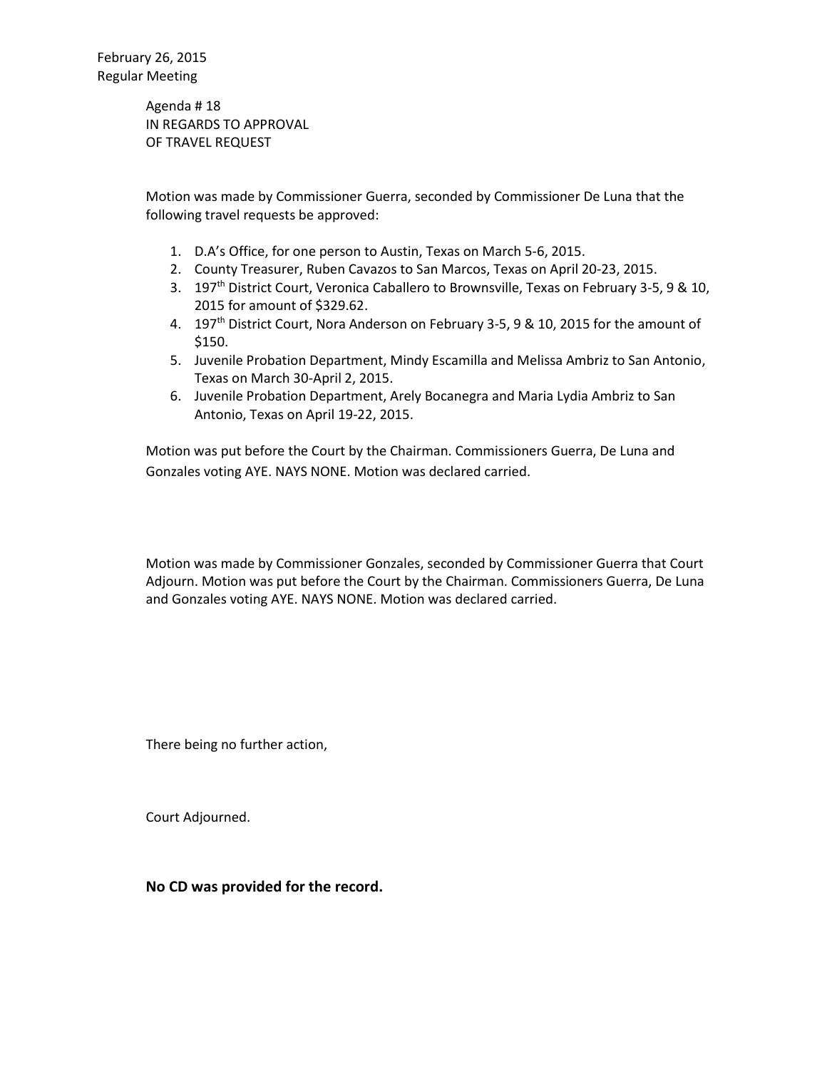February 26, 2015
Regular Meeting

Agenda # 18
IN REGARDS TO APPROVAL
OF TRAVEL REQUEST

Motion was made by Commissioner Guerra, seconded by Commissioner De Luna that the following travel requests be approved:

1. D.A's Office, for one person to Austin, Texas on March 5-6, 2015.
2. County Treasurer, Ruben Cavazos to San Marcos, Texas on April 20-23, 2015.
3. 197th District Court, Veronica Caballero to Brownsville, Texas on February 3-5, 9 & 10, 2015 for amount of $329.62.
4. 197th District Court, Nora Anderson on February 3-5, 9 & 10, 2015 for the amount of $150.
5. Juvenile Probation Department, Mindy Escamilla and Melissa Ambriz to San Antonio, Texas on March 30-April 2, 2015.
6. Juvenile Probation Department, Arely Bocanegra and Maria Lydia Ambriz to San Antonio, Texas on April 19-22, 2015.

Motion was put before the Court by the Chairman. Commissioners Guerra, De Luna and Gonzales voting AYE. NAYS NONE. Motion was declared carried.

Motion was made by Commissioner Gonzales, seconded by Commissioner Guerra that Court Adjourn. Motion was put before the Court by the Chairman. Commissioners Guerra, De Luna and Gonzales voting AYE. NAYS NONE. Motion was declared carried.

There being no further action,

Court Adjourned.

**No CD was provided for the record.**